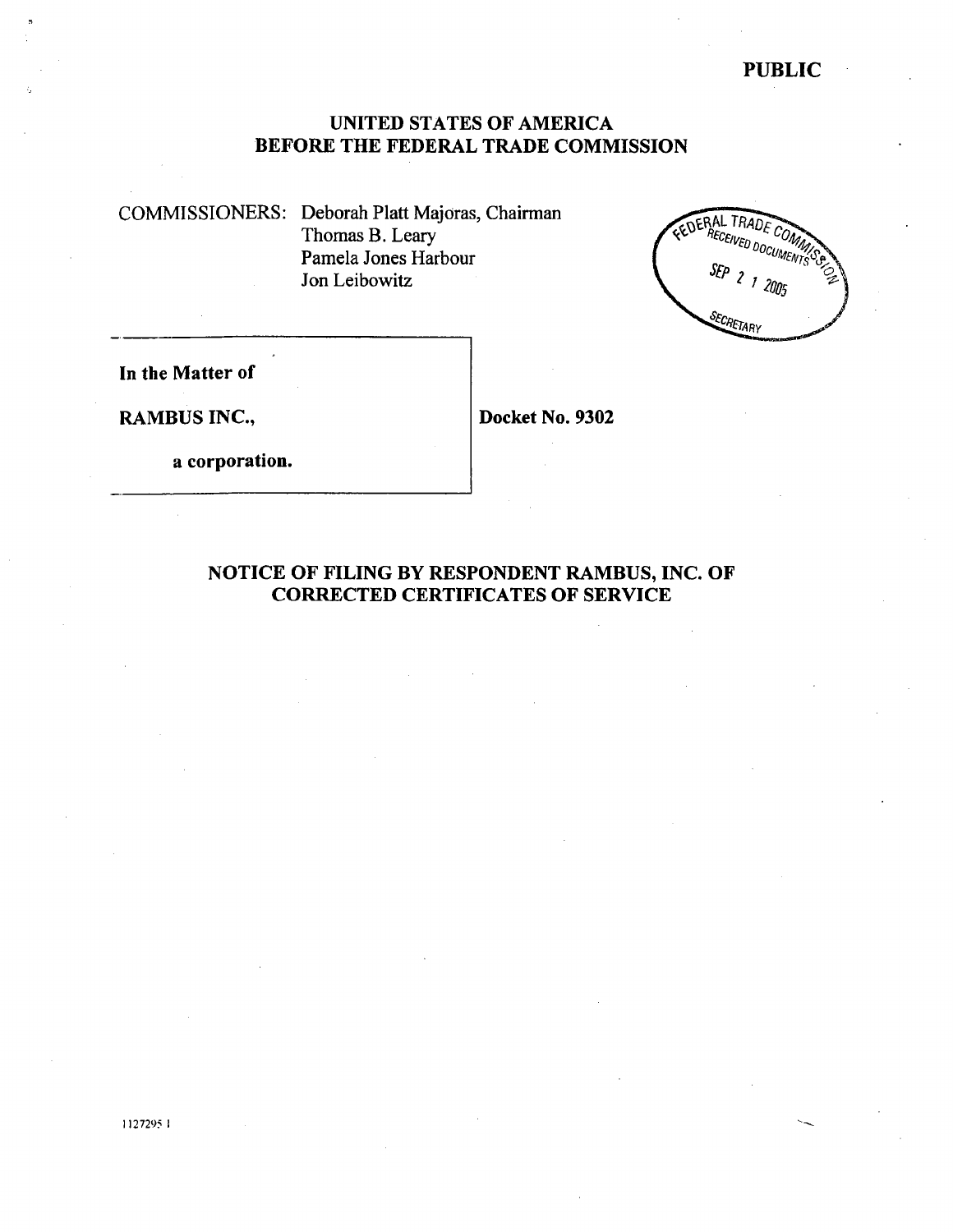**PUBLIC**

**UNITED STATES OF AMERICA**
**BEFORE THE FEDERAL TRADE COMMISSION**

COMMISSIONERS: Deborah Platt Majoras, Chairman
Thomas B. Leary
Pamela Jones Harbour
Jon Leibowitz

FEDERAL TRADE COMMISSION RECEIVED DOCUMENTS SEP 21 2005 SECRETARY

| | |
|---|---|
| **In the Matter of** | |
| **RAMBUS INC.,** | **Docket No. 9302** |
| **a corporation.** | |

**NOTICE OF FILING BY RESPONDENT RAMBUS, INC. OF CORRECTED CERTIFICATES OF SERVICE**

1127295 1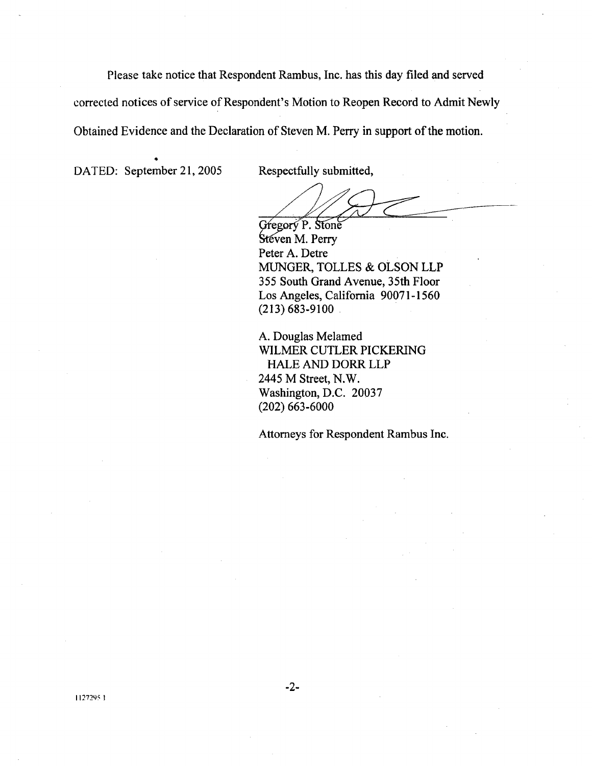Please take notice that Respondent Rambus, Inc. has this day filed and served corrected notices of service of Respondent's Motion to Reopen Record to Admit Newly Obtained Evidence and the Declaration of Steven M. Perry in support of the motion.

DATED: September 21, 2005

Respectfully submitted,

Gregory P. Stone
Steven M. Perry
Peter A. Detre
MUNGER, TOLLES & OLSON LLP
355 South Grand Avenue, 35th Floor
Los Angeles, California 90071-1560
(213) 683-9100

A. Douglas Melamed
WILMER CUTLER PICKERING
HALE AND DORR LLP
2445 M Street, N.W.
Washington, D.C. 20037
(202) 663-6000

Attorneys for Respondent Rambus Inc.

1127295.1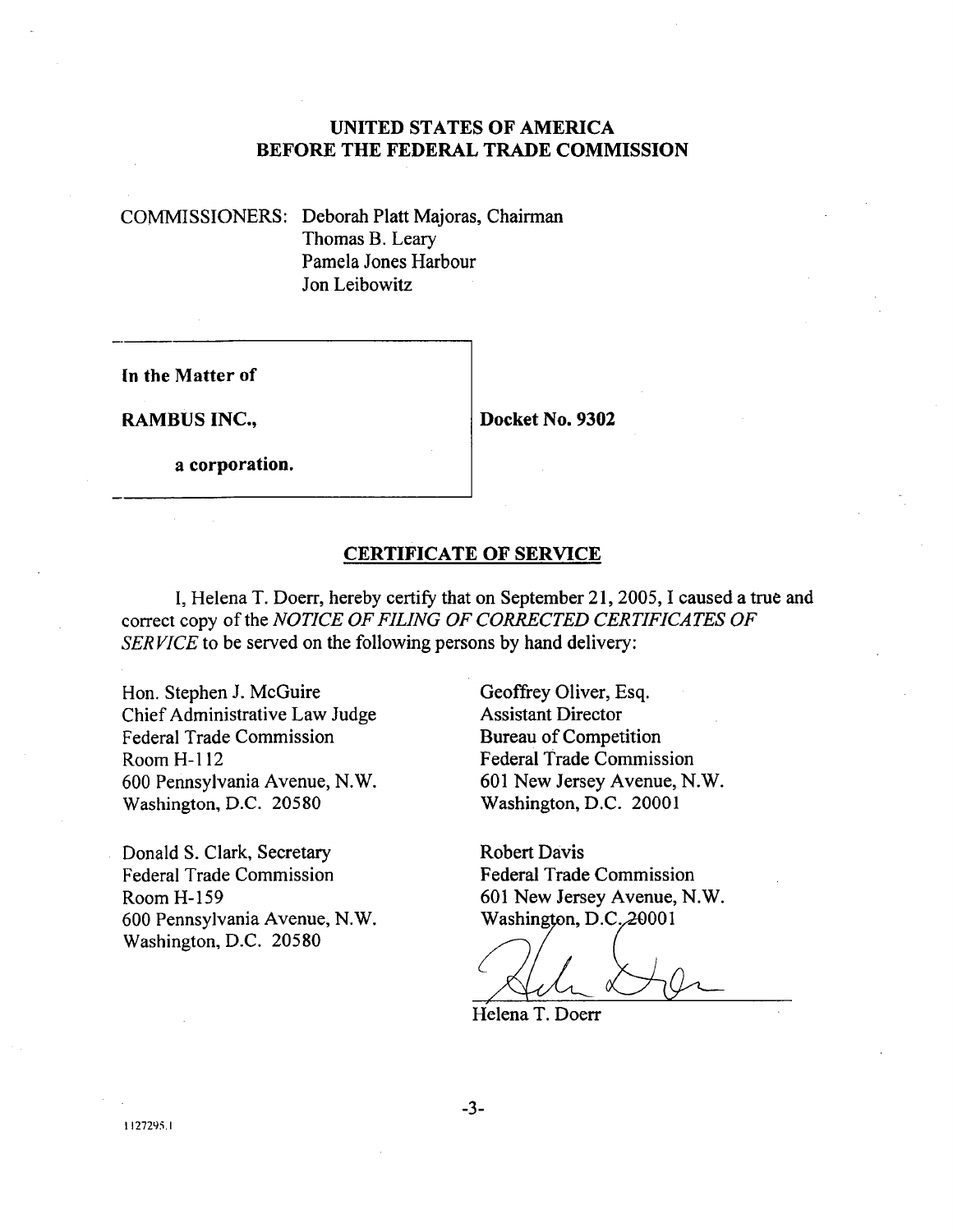**UNITED STATES OF AMERICA**
**BEFORE THE FEDERAL TRADE COMMISSION**

COMMISSIONERS: Deborah Platt Majoras, Chairman
Thomas B. Leary
Pamela Jones Harbour
Jon Leibowitz

| | |
|---|---|
| **In the Matter of**<br><br>**RAMBUS INC.,**<br><br>**a corporation.** | **Docket No. 9302** |

## CERTIFICATE OF SERVICE

I, Helena T. Doerr, hereby certify that on September 21, 2005, I caused a true and correct copy of the *NOTICE OF FILING OF CORRECTED CERTIFICATES OF SERVICE* to be served on the following persons by hand delivery:

Hon. Stephen J. McGuire
Chief Administrative Law Judge
Federal Trade Commission
Room H-112
600 Pennsylvania Avenue, N.W.
Washington, D.C. 20580

Donald S. Clark, Secretary
Federal Trade Commission
Room H-159
600 Pennsylvania Avenue, N.W.
Washington, D.C. 20580

Geoffrey Oliver, Esq.
Assistant Director
Bureau of Competition
Federal Trade Commission
601 New Jersey Avenue, N.W.
Washington, D.C. 20001

Robert Davis
Federal Trade Commission
601 New Jersey Avenue, N.W.
Washington, D.C. 20001

Helena T. Doerr

1127295.1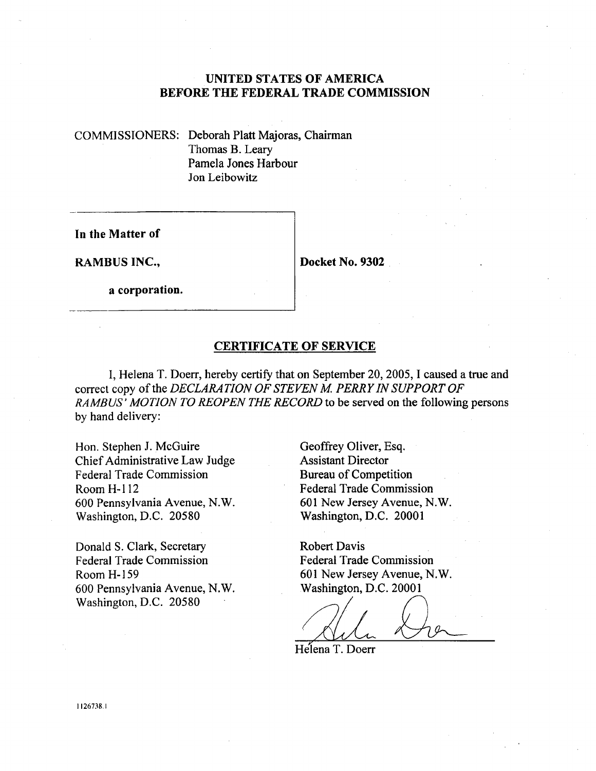**UNITED STATES OF AMERICA**
**BEFORE THE FEDERAL TRADE COMMISSION**

COMMISSIONERS: Deborah Platt Majoras, Chairman
Thomas B. Leary
Pamela Jones Harbour
Jon Leibowitz

| | |
|---|---|
| **In the Matter of**<br><br>**RAMBUS INC.,**<br><br>**a corporation.** | **Docket No. 9302** |

## CERTIFICATE OF SERVICE

I, Helena T. Doerr, hereby certify that on September 20, 2005, I caused a true and correct copy of the *DECLARATION OF STEVEN M. PERRY IN SUPPORT OF RAMBUS' MOTION TO REOPEN THE RECORD* to be served on the following persons by hand delivery:

Hon. Stephen J. McGuire
Chief Administrative Law Judge
Federal Trade Commission
Room H-112
600 Pennsylvania Avenue, N.W.
Washington, D.C. 20580

Donald S. Clark, Secretary
Federal Trade Commission
Room H-159
600 Pennsylvania Avenue, N.W.
Washington, D.C. 20580

Geoffrey Oliver, Esq.
Assistant Director
Bureau of Competition
Federal Trade Commission
601 New Jersey Avenue, N.W.
Washington, D.C. 20001

Robert Davis
Federal Trade Commission
601 New Jersey Avenue, N.W.
Washington, D.C. 20001

Helena T. Doerr

1126738.1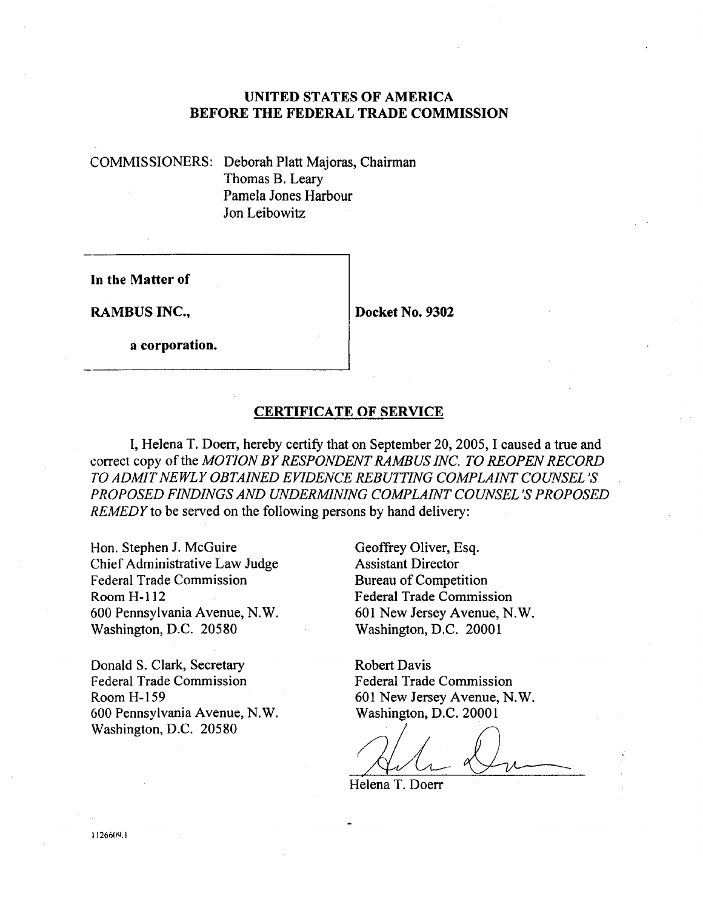**UNITED STATES OF AMERICA**
**BEFORE THE FEDERAL TRADE COMMISSION**

COMMISSIONERS: Deborah Platt Majoras, Chairman
Thomas B. Leary
Pamela Jones Harbour
Jon Leibowitz

| | |
|---|---|
| **In the Matter of**<br><br>**RAMBUS INC.,**<br><br>**a corporation.** | **Docket No. 9302** |

## CERTIFICATE OF SERVICE

I, Helena T. Doerr, hereby certify that on September 20, 2005, I caused a true and correct copy of the *MOTION BY RESPONDENT RAMBUS INC. TO REOPEN RECORD TO ADMIT NEWLY OBTAINED EVIDENCE REBUTTING COMPLAINT COUNSEL'S PROPOSED FINDINGS AND UNDERMINING COMPLAINT COUNSEL'S PROPOSED REMEDY* to be served on the following persons by hand delivery:

Hon. Stephen J. McGuire
Chief Administrative Law Judge
Federal Trade Commission
Room H-112
600 Pennsylvania Avenue, N.W.
Washington, D.C. 20580

Donald S. Clark, Secretary
Federal Trade Commission
Room H-159
600 Pennsylvania Avenue, N.W.
Washington, D.C. 20580

Geoffrey Oliver, Esq.
Assistant Director
Bureau of Competition
Federal Trade Commission
601 New Jersey Avenue, N.W.
Washington, D.C. 20001

Robert Davis
Federal Trade Commission
601 New Jersey Avenue, N.W.
Washington, D.C. 20001

Helena T. Doerr

1126609.1